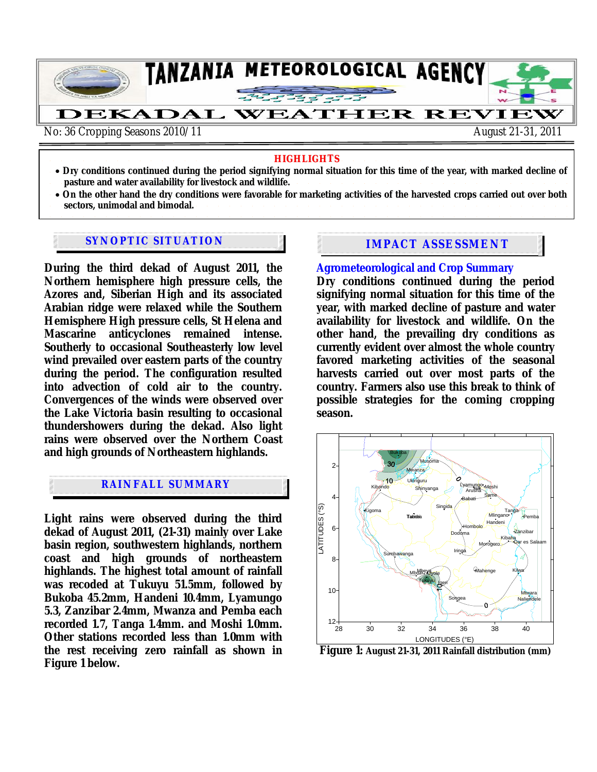# TANZANIA METEOROLOGICAL AGENCY

# DEKADAL WEATHER REVIEW

No: 36 Cropping Seasons 2010/11 — August 21-31, 2011

## HIGHLIGHTS

- **Dry conditions continued during the period signifying normal situation for this time of the year, with marked decline of pasture and water availability for livestock and wildlife.**
- **On the other hand the dry conditions were favorable for marketing activities of the harvested crops carried out over both sectors, unimodal and bimodal.**

## SYNOPTIC SITUATION

**During the third dekad of August 2011, the Northern hemisphere high pressure cells, the Azores and, Siberian High and its associated Arabian ridge were relaxed while the Southern Hemisphere High pressure cells, St Helena and Mascarine anticyclones remained intense. Southerly to occasional Southeasterly low level wind prevailed over eastern parts of the country during the period. The configuration resulted into advection of cold air to the country. Convergences of the winds were observed over the Lake Victoria basin resulting to occasional thundershowers during the dekad. Also light rains were observed over the Northern Coast and high grounds of Northeastern highlands.**

## RAINFALL SUMMARY

**Light rains were observed during the third dekad of August 2011, (21-31) mainly over Lake basin region, southwestern highlands, northern coast and high grounds of northeastern highlands. The highest total amount of rainfall was recoded at Tukuyu 51.5mm, followed by Bukoba 45.2mm, Handeni 10.4mm, Lyamungo 5.3, Zanzibar 2.4mm, Mwanza and Pemba each recorded 1.7, Tanga 1.4mm. and Moshi 1.0mm. Other stations recorded less than 1.0mm with the rest receiving zero rainfall as shown in Figure 1 below.**

## IMPACT ASSESSMENT

### Agrometeorological and Crop Summary

**Dry conditions continued during the period signifying normal situation for this time of the year, with marked decline of pasture and water availability for livestock and wildlife. On the other hand, the prevailing dry conditions as currently evident over almost the whole country favored marketing activities of the seasonal harvests carried out over most parts of the country. Farmers also use this break to think of possible strategies for the coming cropping season.**

**Figure 1:** **August 21-31, 2011 Rainfall distribution (mm)**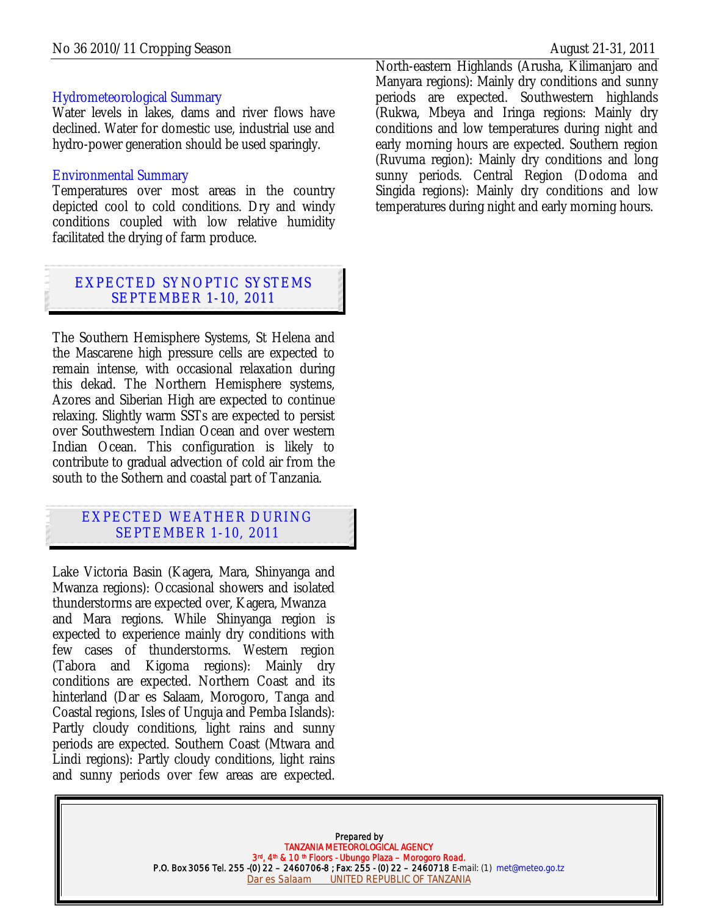### Hydrometeorological Summary

Water levels in lakes, dams and river flows have declined. Water for domestic use, industrial use and hydro-power generation should be used sparingly.

### Environmental Summary

Temperatures over most areas in the country depicted cool to cold conditions. Dry and windy conditions coupled with low relative humidity facilitated the drying of farm produce.

## EXPECTED SYNOPTIC SYSTEMS SEPTEMBER 1-10, 2011

The Southern Hemisphere Systems, St Helena and the Mascarene high pressure cells are expected to remain intense, with occasional relaxation during this dekad. The Northern Hemisphere systems, Azores and Siberian High are expected to continue relaxing. Slightly warm SSTs are expected to persist over Southwestern Indian Ocean and over western Indian Ocean. This configuration is likely to contribute to gradual advection of cold air from the south to the Sothern and coastal part of Tanzania.

## EXPECTED WEATHER DURING SEPTEMBER 1-10, 2011

Lake Victoria Basin (Kagera, Mara, Shinyanga and Mwanza regions): Occasional showers and isolated thunderstorms are expected over, Kagera, Mwanza and Mara regions. While Shinyanga region is expected to experience mainly dry conditions with few cases of thunderstorms. Western region (Tabora and Kigoma regions): Mainly dry conditions are expected. Northern Coast and its hinterland (Dar es Salaam, Morogoro, Tanga and Coastal regions, Isles of Unguja and Pemba Islands): Partly cloudy conditions, light rains and sunny periods are expected. Southern Coast (Mtwara and Lindi regions): Partly cloudy conditions, light rains and sunny periods over few areas are expected. North-eastern Highlands (Arusha, Kilimanjaro and Manyara regions): Mainly dry conditions and sunny periods are expected. Southwestern highlands (Rukwa, Mbeya and Iringa regions: Mainly dry conditions and low temperatures during night and early morning hours are expected. Southern region (Ruvuma region): Mainly dry conditions and long sunny periods. Central Region (Dodoma and Singida regions): Mainly dry conditions and low temperatures during night and early morning hours.

Prepared by
TANZANIA METEOROLOGICAL AGENCY
3rd, 4th & 10 th Floors - Ubungo Plaza – Morogoro Road.
P.O. Box 3056 Tel. 255 -(0) 22 – 2460706-8 ; Fax: 255 - (0) 22 – 2460718 E-mail: (1) met@meteo.go.tz
Dar es Salaam UNITED REPUBLIC OF TANZANIA